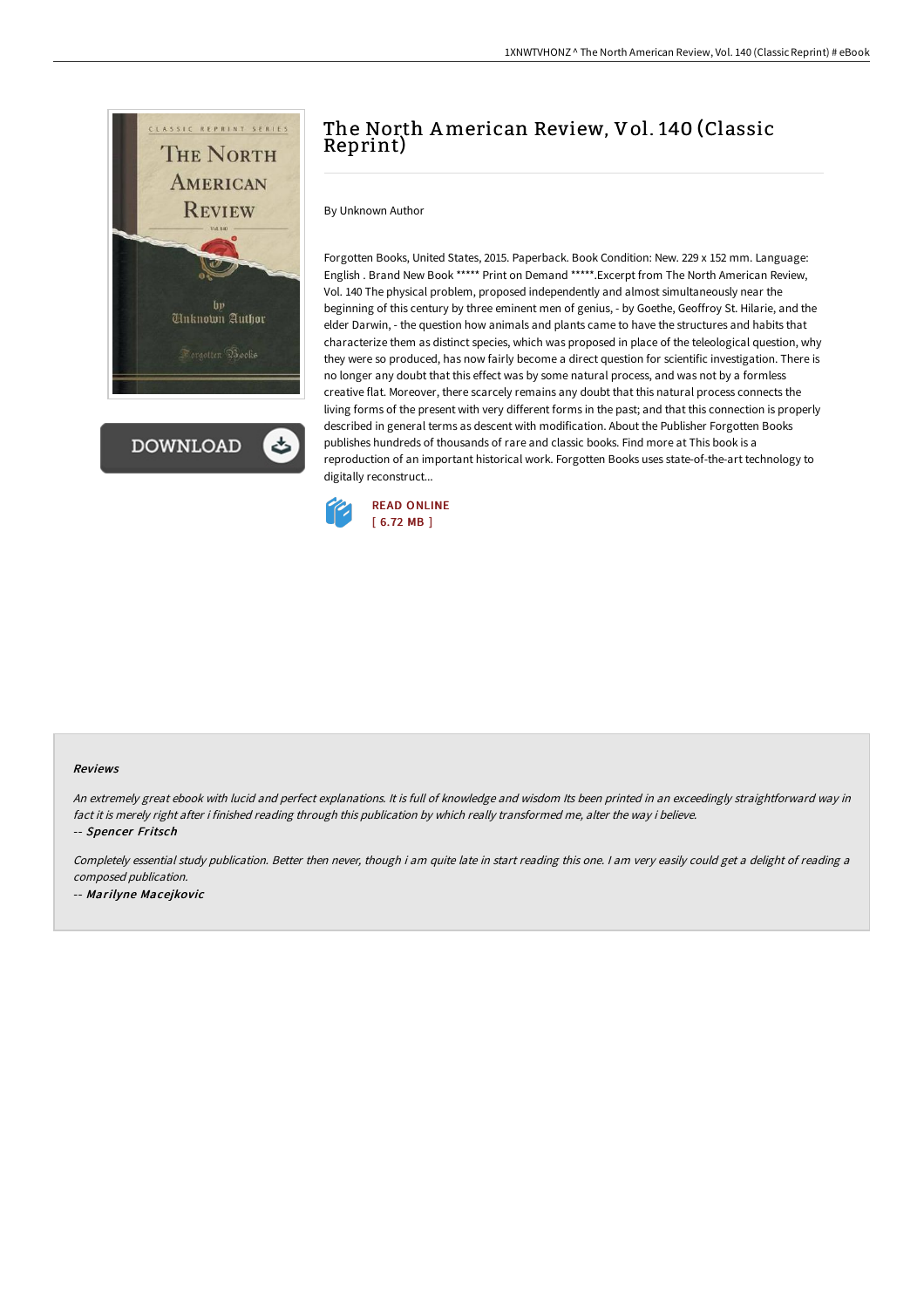# The North American Review, Vol. 140 (Classic Reprint)

By Unknown Author

Forgotten Books, United States, 2015. Paperback. Book Condition: New. 229 x 152 mm. Language: English . Brand New Book ***** Print on Demand *****.Excerpt from The North American Review, Vol. 140 The physical problem, proposed independently and almost simultaneously near the beginning of this century by three eminent men of genius, - by Goethe, Geoffroy St. Hilarie, and the elder Darwin, - the question how animals and plants came to have the structures and habits that characterize them as distinct species, which was proposed in place of the teleological question, why they were so produced, has now fairly become a direct question for scientific investigation. There is no longer any doubt that this effect was by some natural process, and was not by a formless creative flat. Moreover, there scarcely remains any doubt that this natural process connects the living forms of the present with very different forms in the past; and that this connection is properly described in general terms as descent with modification. About the Publisher Forgotten Books publishes hundreds of thousands of rare and classic books. Find more at This book is a reproduction of an important historical work. Forgotten Books uses state-of-the-art technology to digitally reconstruct...

READ ONLINE
[ 6.72 MB ]

### Reviews

*An extremely great ebook with lucid and perfect explanations. It is full of knowledge and wisdom Its been printed in an exceedingly straightforward way in fact it is merely right after i finished reading through this publication by which really transformed me, alter the way i believe.*

-- *Spencer Fritsch*

*Completely essential study publication. Better then never, though i am quite late in start reading this one. I am very easily could get a delight of reading a composed publication.*

-- *Marilyne Macejkovic*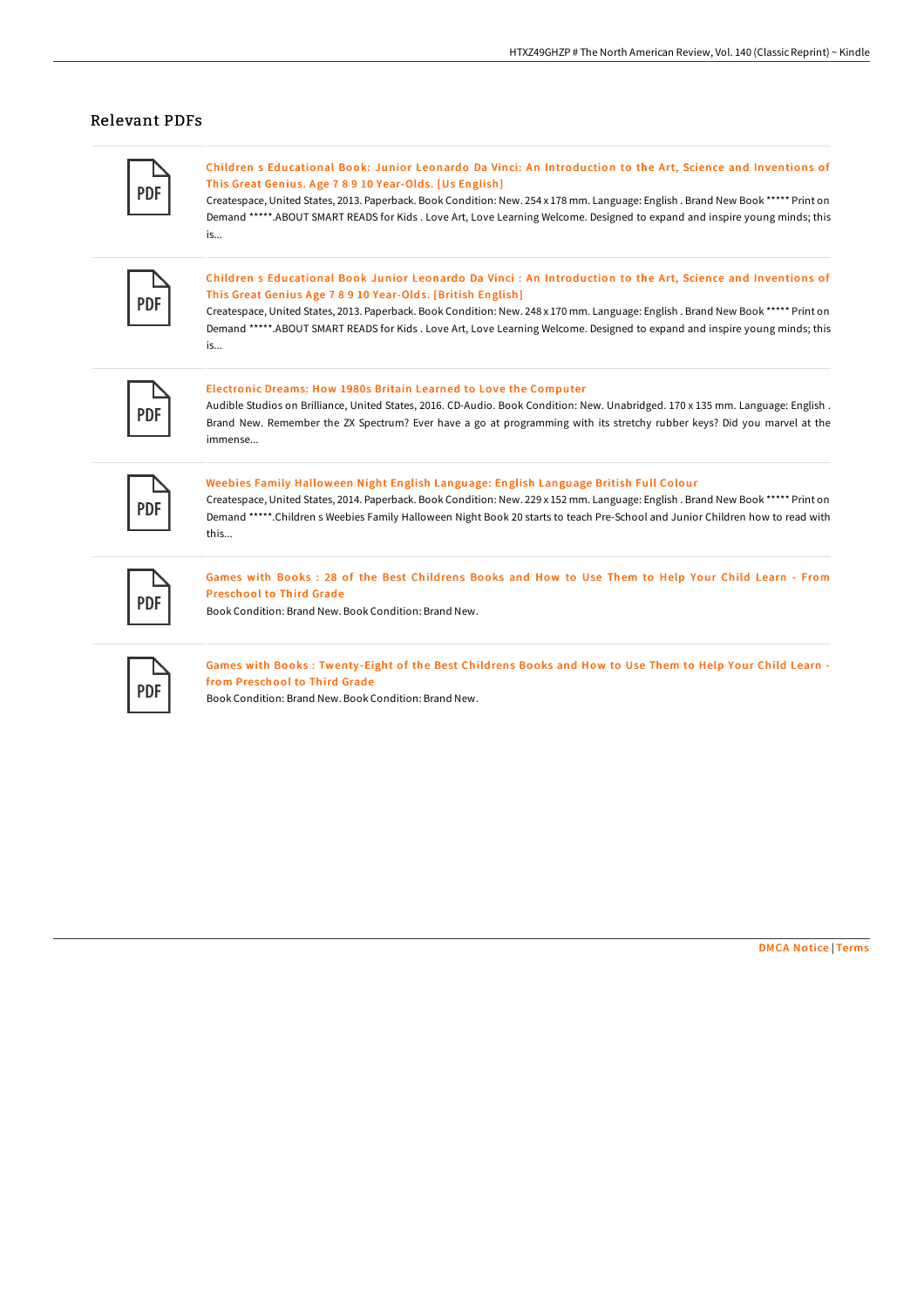## Relevant PDFs

**Children s Educational Book: Junior Leonardo Da Vinci: An Introduction to the Art, Science and Inventions of This Great Genius. Age 7 8 9 10 Year-Olds. [Us English]**

Createspace, United States, 2013. Paperback. Book Condition: New. 254 x 178 mm. Language: English . Brand New Book ***** Print on Demand *****.ABOUT SMART READS for Kids . Love Art, Love Learning Welcome. Designed to expand and inspire young minds; this is...

**Children s Educational Book Junior Leonardo Da Vinci : An Introduction to the Art, Science and Inventions of This Great Genius Age 7 8 9 10 Year-Olds. [British English]**

Createspace, United States, 2013. Paperback. Book Condition: New. 248 x 170 mm. Language: English . Brand New Book ***** Print on Demand *****.ABOUT SMART READS for Kids . Love Art, Love Learning Welcome. Designed to expand and inspire young minds; this is...

**Electronic Dreams: How 1980s Britain Learned to Love the Computer**

Audible Studios on Brilliance, United States, 2016. CD-Audio. Book Condition: New. Unabridged. 170 x 135 mm. Language: English . Brand New. Remember the ZX Spectrum? Ever have a go at programming with its stretchy rubber keys? Did you marvel at the immense...

**Weebies Family Halloween Night English Language: English Language British Full Colour**

Createspace, United States, 2014. Paperback. Book Condition: New. 229 x 152 mm. Language: English . Brand New Book ***** Print on Demand *****.Children s Weebies Family Halloween Night Book 20 starts to teach Pre-School and Junior Children how to read with this...

**Games with Books : 28 of the Best Childrens Books and How to Use Them to Help Your Child Learn - From Preschool to Third Grade**

Book Condition: Brand New. Book Condition: Brand New.

**Games with Books : Twenty-Eight of the Best Childrens Books and How to Use Them to Help Your Child Learn - from Preschool to Third Grade**

Book Condition: Brand New. Book Condition: Brand New.